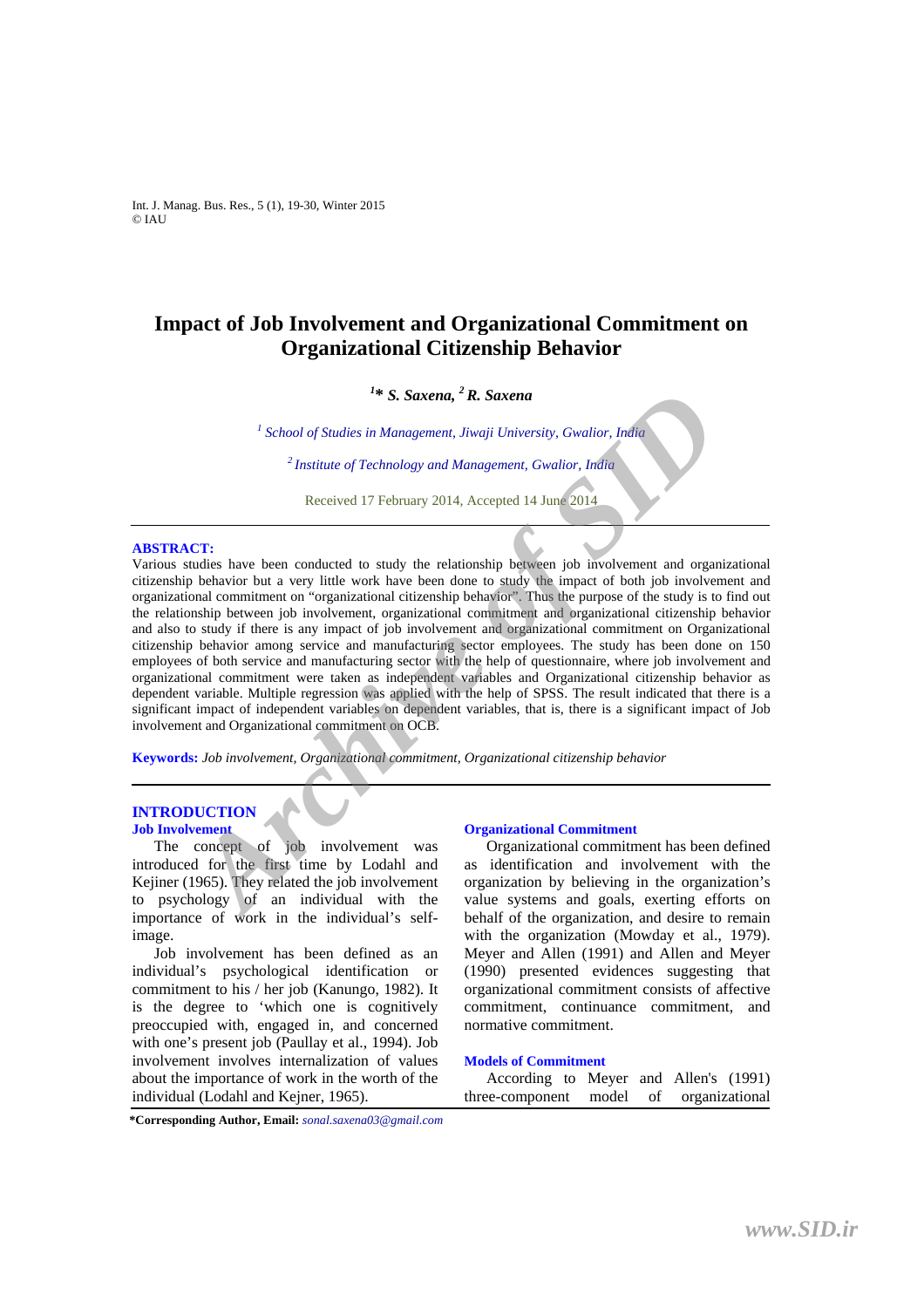# Impact of Job Involvement and Organizational Commitment on Organizational Citizenship Behavior

[1]* ***S. Saxena,*** [2] ***R. Saxena***

[1] *School of Studies in Management, Jiwaji University, Gwalior, India*

[2] *Institute of Technology and Management, Gwalior, India*

Received 17 February 2014, Accepted 14 June 2014

**ABSTRACT:**

Various studies have been conducted to study the relationship between job involvement and organizational citizenship behavior but a very little work have been done to study the impact of both job involvement and organizational commitment on "organizational citizenship behavior". Thus the purpose of the study is to find out the relationship between job involvement, organizational commitment and organizational citizenship behavior and also to study if there is any impact of job involvement and organizational commitment on Organizational citizenship behavior among service and manufacturing sector employees. The study has been done on 150 employees of both service and manufacturing sector with the help of questionnaire, where job involvement and organizational commitment were taken as independent variables and Organizational citizenship behavior as dependent variable. Multiple regression was applied with the help of SPSS. The result indicated that there is a significant impact of independent variables on dependent variables, that is, there is a significant impact of Job involvement and Organizational commitment on OCB.

**Keywords:** *Job involvement, Organizational commitment, Organizational citizenship behavior*

## INTRODUCTION

### Job Involvement

The concept of job involvement was introduced for the first time by Lodahl and Kejiner (1965). They related the job involvement to psychology of an individual with the importance of work in the individual's self-image.

Job involvement has been defined as an individual's psychological identification or commitment to his / her job (Kanungo, 1982). It is the degree to 'which one is cognitively preoccupied with, engaged in, and concerned with one's present job (Paullay et al., 1994). Job involvement involves internalization of values about the importance of work in the worth of the individual (Lodahl and Kejner, 1965).

### Organizational Commitment

Organizational commitment has been defined as identification and involvement with the organization by believing in the organization's value systems and goals, exerting efforts on behalf of the organization, and desire to remain with the organization (Mowday et al., 1979). Meyer and Allen (1991) and Allen and Meyer (1990) presented evidences suggesting that organizational commitment consists of affective commitment, continuance commitment, and normative commitment.

### Models of Commitment

According to Meyer and Allen's (1991) three-component model of organizational

**\*Corresponding Author, Email:** *sonal.saxena03@gmail.com*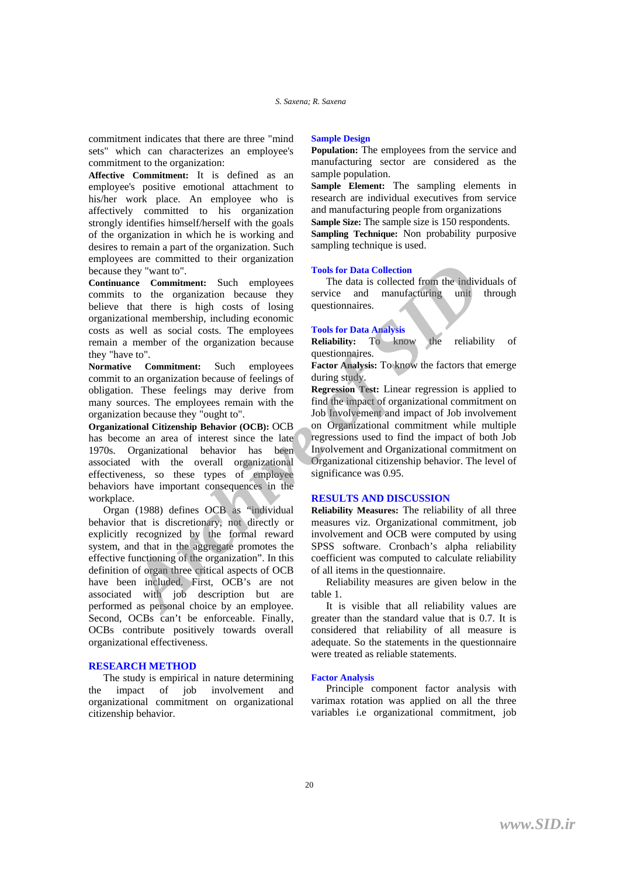commitment indicates that there are three "mind sets" which can characterizes an employee's commitment to the organization:

**Affective Commitment:** It is defined as an employee's positive emotional attachment to his/her work place. An employee who is affectively committed to his organization strongly identifies himself/herself with the goals of the organization in which he is working and desires to remain a part of the organization. Such employees are committed to their organization because they "want to".

**Continuance Commitment:** Such employees commits to the organization because they believe that there is high costs of losing organizational membership, including economic costs as well as social costs. The employees remain a member of the organization because they "have to".

**Normative Commitment:** Such employees commit to an organization because of feelings of obligation. These feelings may derive from many sources. The employees remain with the organization because they "ought to".

**Organizational Citizenship Behavior (OCB):** OCB has become an area of interest since the late 1970s. Organizational behavior has been associated with the overall organizational effectiveness, so these types of employee behaviors have important consequences in the workplace.

Organ (1988) defines OCB as "individual behavior that is discretionary, not directly or explicitly recognized by the formal reward system, and that in the aggregate promotes the effective functioning of the organization". In this definition of organ three critical aspects of OCB have been included. First, OCB's are not associated with job description but are performed as personal choice by an employee. Second, OCBs can't be enforceable. Finally, OCBs contribute positively towards overall organizational effectiveness.

## RESEARCH METHOD

The study is empirical in nature determining the impact of job involvement and organizational commitment on organizational citizenship behavior.

### Sample Design

**Population:** The employees from the service and manufacturing sector are considered as the sample population.

**Sample Element:** The sampling elements in research are individual executives from service and manufacturing people from organizations

**Sample Size:** The sample size is 150 respondents.

**Sampling Technique:** Non probability purposive sampling technique is used.

### Tools for Data Collection

The data is collected from the individuals of service and manufacturing unit through questionnaires.

### Tools for Data Analysis

**Reliability:** To know the reliability of questionnaires.

**Factor Analysis:** To know the factors that emerge during study.

**Regression Test:** Linear regression is applied to find the impact of organizational commitment on Job Involvement and impact of Job involvement on Organizational commitment while multiple regressions used to find the impact of both Job Involvement and Organizational commitment on Organizational citizenship behavior. The level of significance was 0.95.

## RESULTS AND DISCUSSION

**Reliability Measures:** The reliability of all three measures viz. Organizational commitment, job involvement and OCB were computed by using SPSS software. Cronbach's alpha reliability coefficient was computed to calculate reliability of all items in the questionnaire.

Reliability measures are given below in the table 1.

It is visible that all reliability values are greater than the standard value that is 0.7. It is considered that reliability of all measure is adequate. So the statements in the questionnaire were treated as reliable statements.

### Factor Analysis

Principle component factor analysis with varimax rotation was applied on all the three variables i.e organizational commitment, job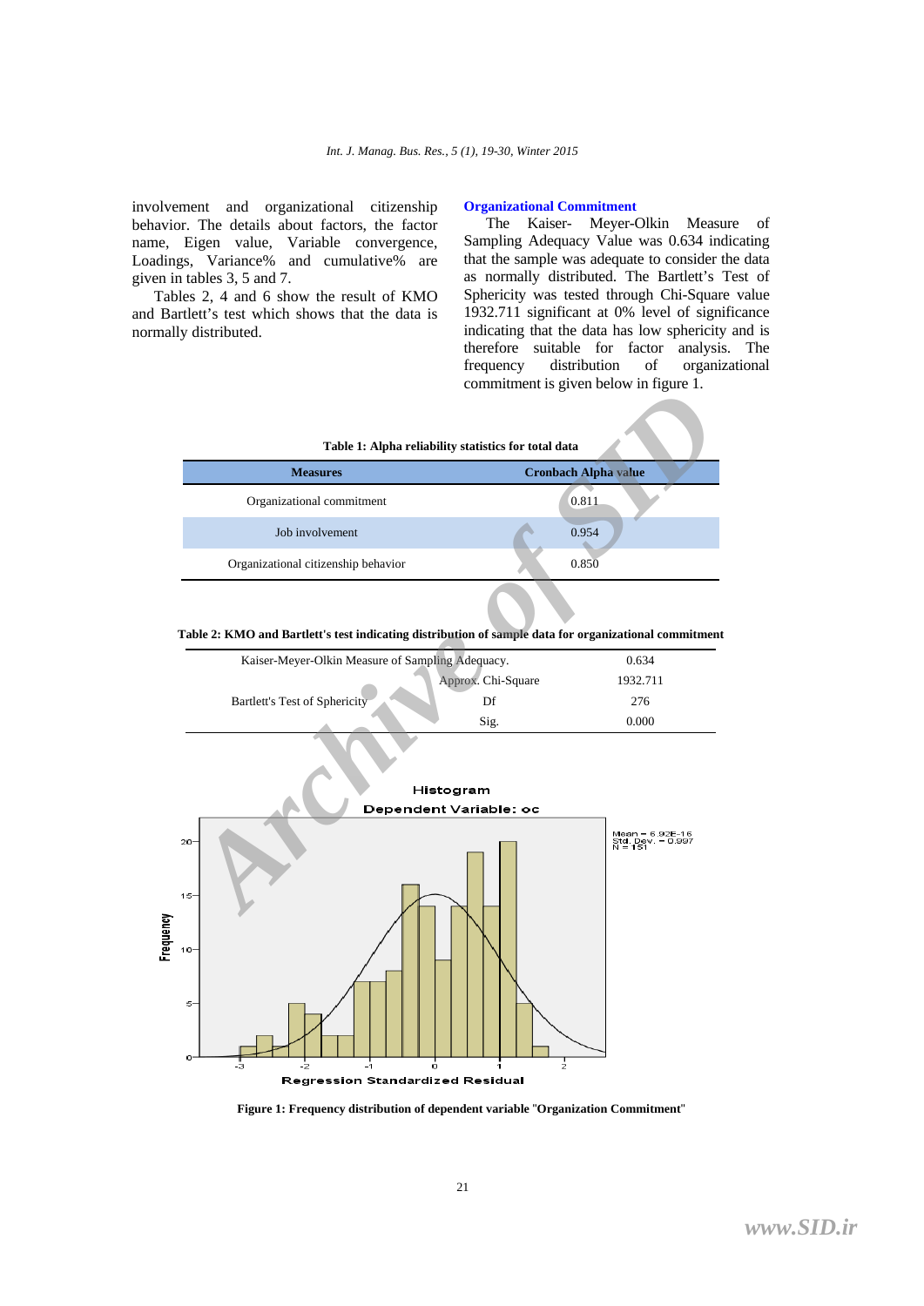involvement and organizational citizenship behavior. The details about factors, the factor name, Eigen value, Variable convergence, Loadings, Variance% and cumulative% are given in tables 3, 5 and 7.

Tables 2, 4 and 6 show the result of KMO and Bartlett's test which shows that the data is normally distributed.

### Organizational Commitment

The Kaiser- Meyer-Olkin Measure of Sampling Adequacy Value was 0.634 indicating that the sample was adequate to consider the data as normally distributed. The Bartlett's Test of Sphericity was tested through Chi-Square value 1932.711 significant at 0% level of significance indicating that the data has low sphericity and is therefore suitable for factor analysis. The frequency distribution of organizational commitment is given below in figure 1.

**Table 1: Alpha reliability statistics for total data**

| Measures | Cronbach Alpha value |
|---|---|
| Organizational commitment | 0.811 |
| Job involvement | 0.954 |
| Organizational citizenship behavior | 0.850 |

**Table 2: KMO and Bartlett's test indicating distribution of sample data for organizational commitment**

| | | |
|---|---|---|
| Kaiser-Meyer-Olkin Measure of Sampling Adequacy. | | 0.634 |
| Bartlett's Test of Sphericity | Approx. Chi-Square | 1932.711 |
| | Df | 276 |
| | Sig. | 0.000 |

**Figure 1: Frequency distribution of dependent variable "Organization Commitment"**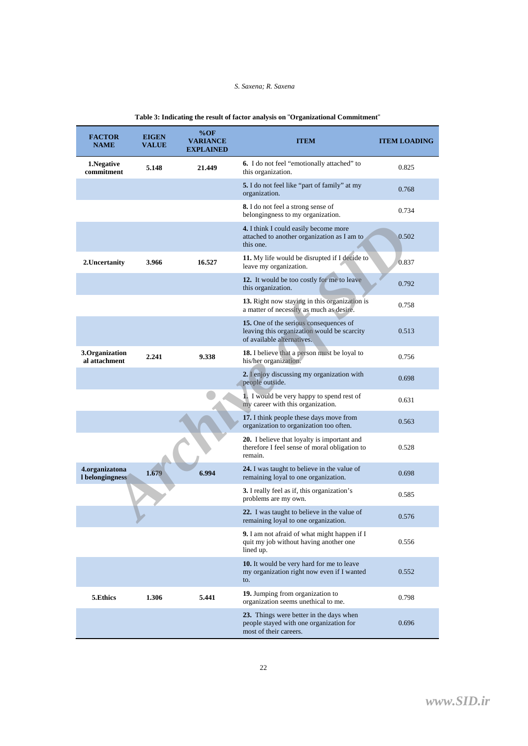**Table 3: Indicating the result of factor analysis on "Organizational Commitment"**

| FACTOR NAME | EIGEN VALUE | %OF VARIANCE EXPLAINED | ITEM | ITEM LOADING |
|---|---|---|---|---|
| 1.Negative commitment | 5.148 | 21.449 | **6.** I do not feel "emotionally attached" to this organization. | 0.825 |
| | | | **5.** I do not feel like "part of family" at my organization. | 0.768 |
| | | | **8.** I do not feel a strong sense of belongingness to my organization. | 0.734 |
| | | | **4.** I think I could easily become more attached to another organization as I am to this one. | 0.502 |
| 2.Uncertanity | 3.966 | 16.527 | **11.** My life would be disrupted if I decide to leave my organization. | 0.837 |
| | | | **12.** It would be too costly for me to leave this organization. | 0.792 |
| | | | **13.** Right now staying in this organization is a matter of necessity as much as desire. | 0.758 |
| | | | **15.** One of the serious consequences of leaving this organization would be scarcity of available alternatives. | 0.513 |
| 3.Organizational attachment | 2.241 | 9.338 | **18.** I believe that a person must be loyal to his/her organization. | 0.756 |
| | | | **2.** I enjoy discussing my organization with people outside. | 0.698 |
| | | | **1.** I would be very happy to spend rest of my career with this organization. | 0.631 |
| | | | **17.** I think people these days move from organization to organization too often. | 0.563 |
| | | | **20.** I believe that loyalty is important and therefore I feel sense of moral obligation to remain. | 0.528 |
| 4.organizatonal belongingness | 1.679 | 6.994 | **24.** I was taught to believe in the value of remaining loyal to one organization. | 0.698 |
| | | | **3.** I really feel as if, this organization's problems are my own. | 0.585 |
| | | | **22.** I was taught to believe in the value of remaining loyal to one organization. | 0.576 |
| | | | **9.** I am not afraid of what might happen if I quit my job without having another one lined up. | 0.556 |
| | | | **10.** It would be very hard for me to leave my organization right now even if I wanted to. | 0.552 |
| 5.Ethics | 1.306 | 5.441 | **19.** Jumping from organization to organization seems unethical to me. | 0.798 |
| | | | **23.** Things were better in the days when people stayed with one organization for most of their careers. | 0.696 |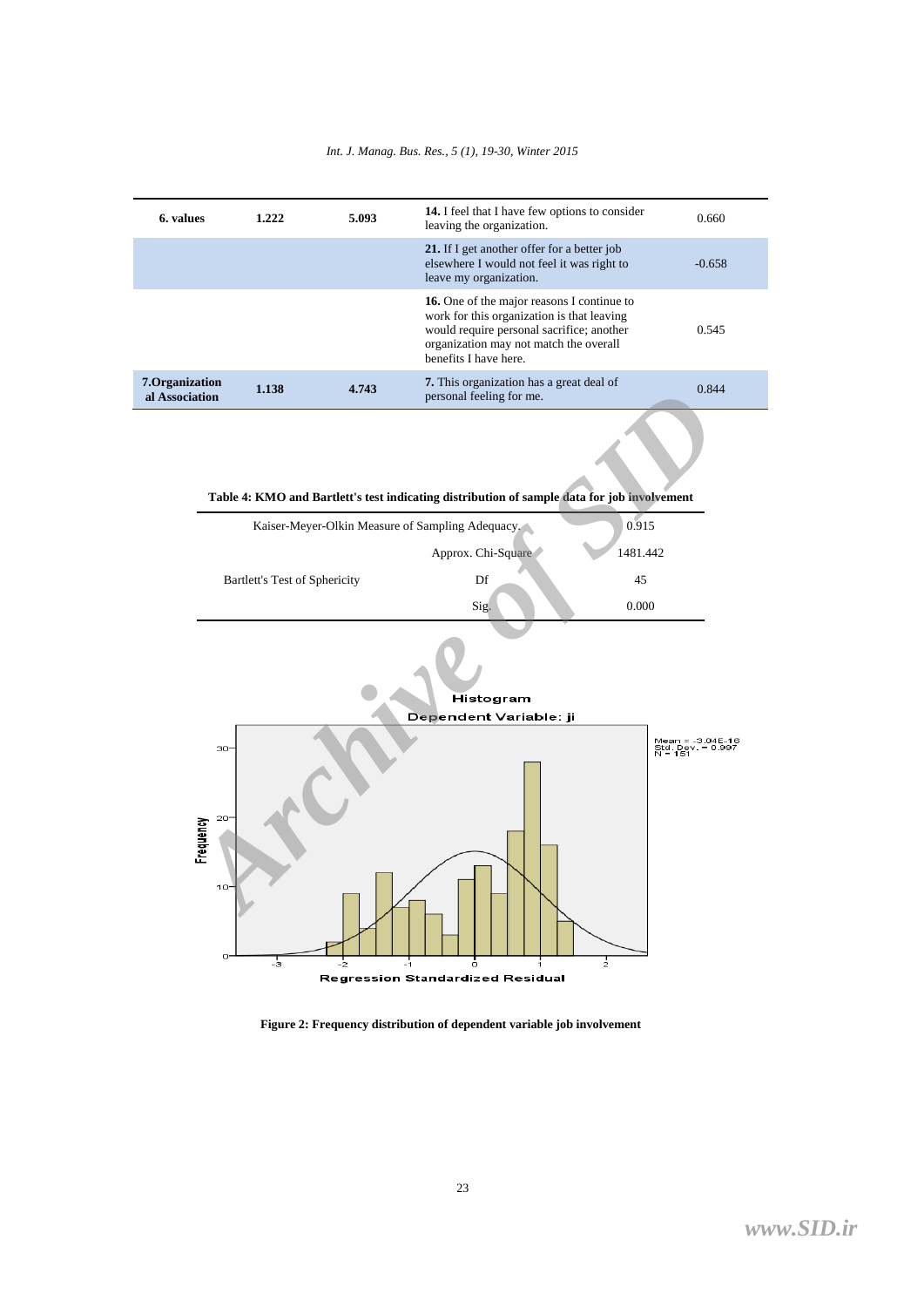| 6. values | 1.222 | 5.093 | **14.** I feel that I have few options to consider leaving the organization. | 0.660 |
|---|---|---|---|---|
| | | | **21.** If I get another offer for a better job elsewhere I would not feel it was right to leave my organization. | -0.658 |
| | | | **16.** One of the major reasons I continue to work for this organization is that leaving would require personal sacrifice; another organization may not match the overall benefits I have here. | 0.545 |
| **7.Organizational Association** | **1.138** | **4.743** | **7.** This organization has a great deal of personal feeling for me. | 0.844 |

**Table 4: KMO and Bartlett's test indicating distribution of sample data for job involvement**

| | | |
|---|---|---|
| Kaiser-Meyer-Olkin Measure of Sampling Adequacy. | | 0.915 |
| Bartlett's Test of Sphericity | Approx. Chi-Square | 1481.442 |
| | Df | 45 |
| | Sig. | 0.000 |

**Figure 2: Frequency distribution of dependent variable job involvement**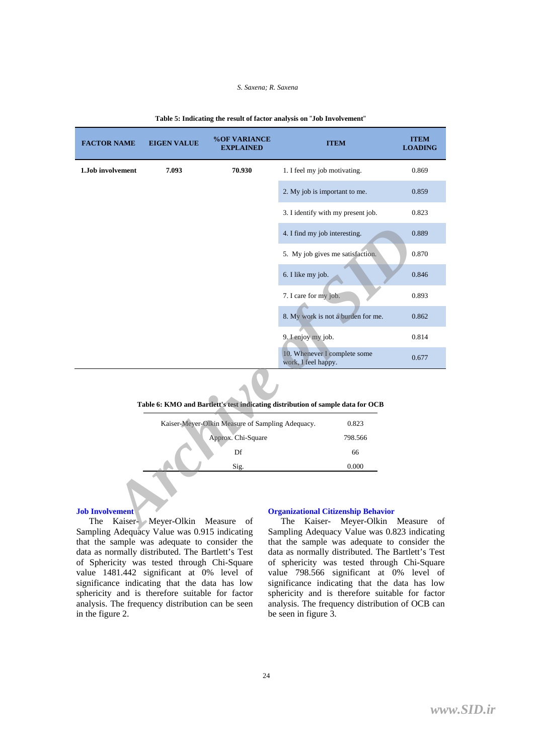**Table 5: Indicating the result of factor analysis on "Job Involvement"**

| FACTOR NAME | EIGEN VALUE | %OF VARIANCE EXPLAINED | ITEM | ITEM LOADING |
|---|---|---|---|---|
| **1.Job involvement** | **7.093** | **70.930** | 1. I feel my job motivating. | 0.869 |
| | | | 2. My job is important to me. | 0.859 |
| | | | 3. I identify with my present job. | 0.823 |
| | | | 4. I find my job interesting. | 0.889 |
| | | | 5. My job gives me satisfaction. | 0.870 |
| | | | 6. I like my job. | 0.846 |
| | | | 7. I care for my job. | 0.893 |
| | | | 8. My work is not a burden for me. | 0.862 |
| | | | 9. I enjoy my job. | 0.814 |
| | | | 10. Whenever I complete some work, I feel happy. | 0.677 |

**Table 6: KMO and Bartlett's test indicating distribution of sample data for OCB**

| | |
|---|---|
| Kaiser-Meyer-Olkin Measure of Sampling Adequacy. | 0.823 |
| Approx. Chi-Square | 798.566 |
| Df | 66 |
| Sig. | 0.000 |

### Job Involvement

The Kaiser- Meyer-Olkin Measure of Sampling Adequacy Value was 0.915 indicating that the sample was adequate to consider the data as normally distributed. The Bartlett's Test of Sphericity was tested through Chi-Square value 1481.442 significant at 0% level of significance indicating that the data has low sphericity and is therefore suitable for factor analysis. The frequency distribution can be seen in the figure 2.

### Organizational Citizenship Behavior

The Kaiser- Meyer-Olkin Measure of Sampling Adequacy Value was 0.823 indicating that the sample was adequate to consider the data as normally distributed. The Bartlett's Test of sphericity was tested through Chi-Square value 798.566 significant at 0% level of significance indicating that the data has low sphericity and is therefore suitable for factor analysis. The frequency distribution of OCB can be seen in figure 3.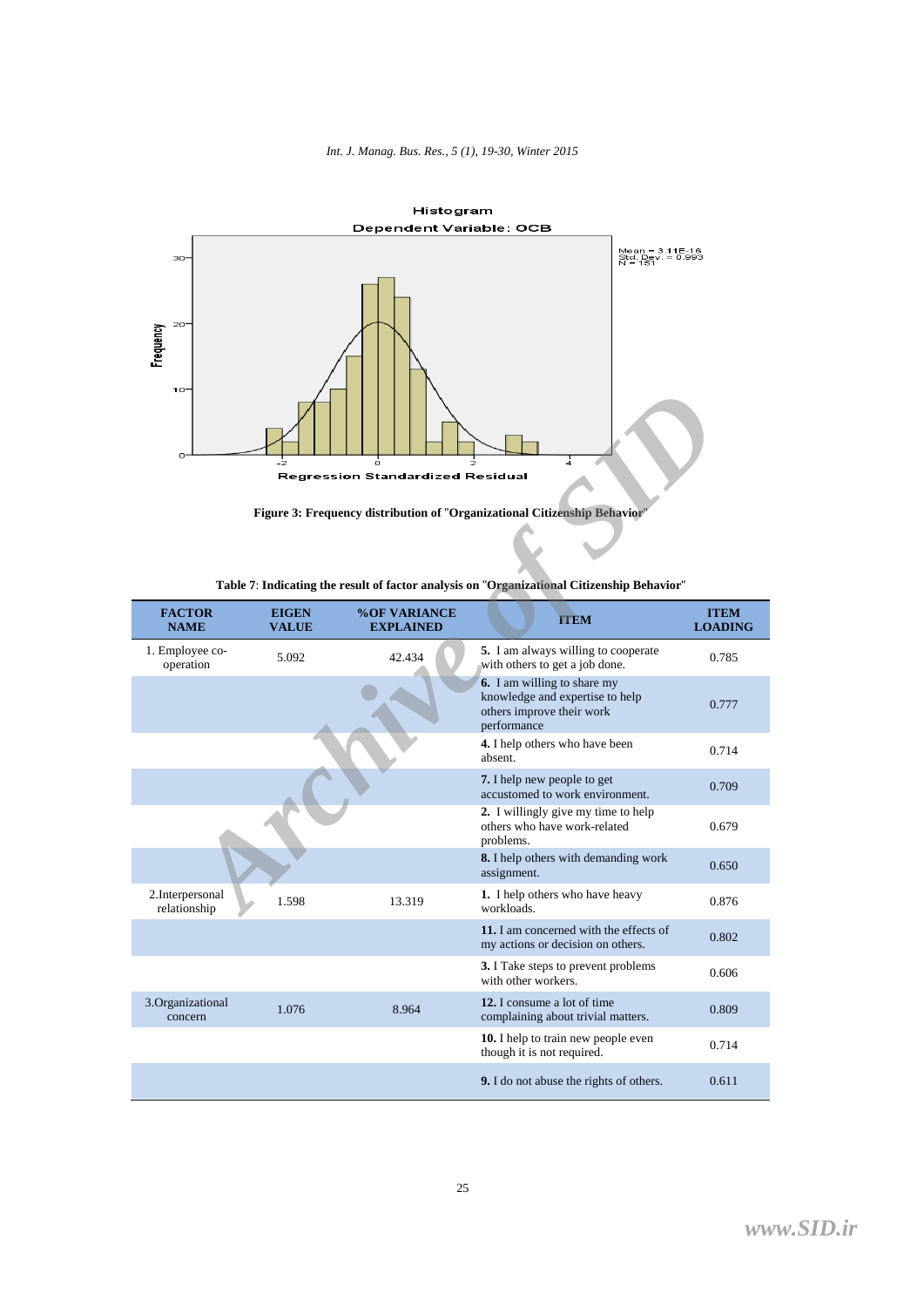**Figure 3: Frequency distribution of "Organizational Citizenship Behavior"**

**Table 7**: **Indicating the result of factor analysis on "Organizational Citizenship Behavior"**

| FACTOR NAME | EIGEN VALUE | %OF VARIANCE EXPLAINED | ITEM | ITEM LOADING |
|---|---|---|---|---|
| 1. Employee co-operation | 5.092 | 42.434 | **5.** I am always willing to cooperate with others to get a job done. | 0.785 |
| | | | **6.** I am willing to share my knowledge and expertise to help others improve their work performance | 0.777 |
| | | | **4.** I help others who have been absent. | 0.714 |
| | | | **7.** I help new people to get accustomed to work environment. | 0.709 |
| | | | **2.** I willingly give my time to help others who have work-related problems. | 0.679 |
| | | | **8.** I help others with demanding work assignment. | 0.650 |
| 2.Interpersonal relationship | 1.598 | 13.319 | **1.** I help others who have heavy workloads. | 0.876 |
| | | | **11.** I am concerned with the effects of my actions or decision on others. | 0.802 |
| | | | **3.** I Take steps to prevent problems with other workers. | 0.606 |
| 3.Organizational concern | 1.076 | 8.964 | **12.** I consume a lot of time complaining about trivial matters. | 0.809 |
| | | | **10.** I help to train new people even though it is not required. | 0.714 |
| | | | **9.** I do not abuse the rights of others. | 0.611 |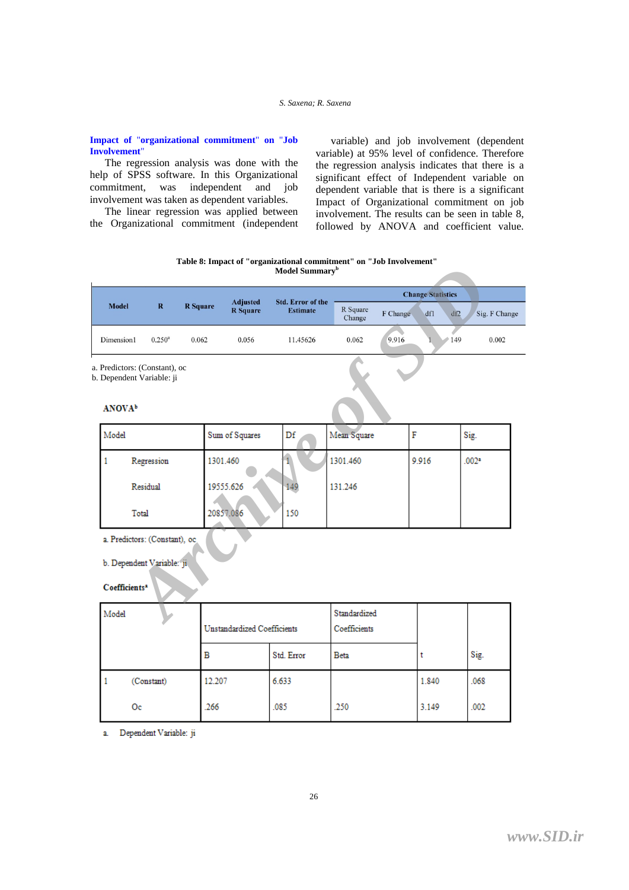### Impact of "organizational commitment" on "Job Involvement"

The regression analysis was done with the help of SPSS software. In this Organizational commitment, was independent and job involvement was taken as dependent variables.

The linear regression was applied between the Organizational commitment (independent variable) and job involvement (dependent variable) at 95% level of confidence. Therefore the regression analysis indicates that there is a significant effect of Independent variable on dependent variable that is there is a significant Impact of Organizational commitment on job involvement. The results can be seen in table 8, followed by ANOVA and coefficient value.

**Table 8: Impact of "organizational commitment" on "Job Involvement"**

**Model Summary[b]**

| Model | R | R Square | Adjusted R Square | Std. Error of the Estimate | Change Statistics | | | | |
|---|---|---|---|---|---|---|---|---|---|
| | | | | | R Square Change | F Change | df1 | df2 | Sig. F Change |
| Dimension1 | 0.250[a] | 0.062 | 0.056 | 11.45626 | 0.062 | 9.916 | 1 | 149 | 0.002 |

a. Predictors: (Constant), oc

b. Dependent Variable: ji

**ANOVA[b]**

| Model | | Sum of Squares | Df | Mean Square | F | Sig. |
|---|---|---|---|---|---|---|
| 1 | Regression | 1301.460 | 1 | 1301.460 | 9.916 | .002[a] |
| | Residual | 19555.626 | 149 | 131.246 | | |
| | Total | 20857.086 | 150 | | | |

a. Predictors: (Constant), oc

b. Dependent Variable: ji

**Coefficients[a]**

| Model | | Unstandardized Coefficients | | Standardized Coefficients | t | Sig. |
|---|---|---|---|---|---|---|
| | | B | Std. Error | Beta | | |
| 1 | (Constant) | 12.207 | 6.633 | | 1.840 | .068 |
| | Oc | .266 | .085 | .250 | 3.149 | .002 |

a. Dependent Variable: ji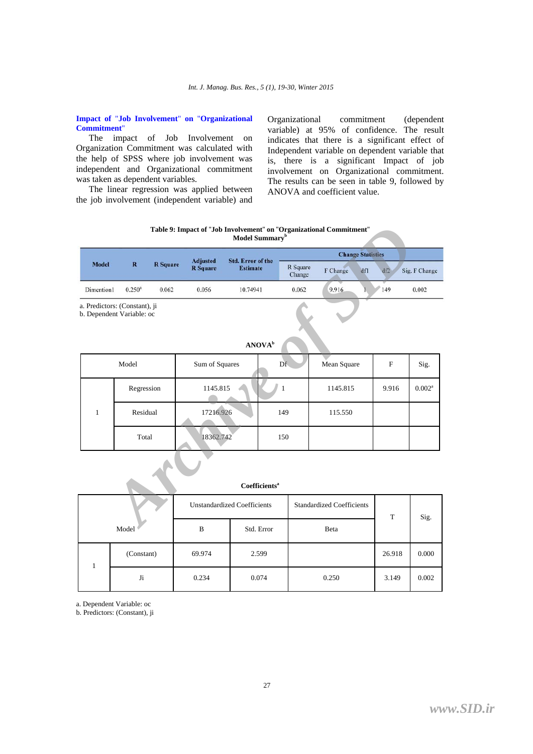### Impact of "Job Involvement" on "Organizational Commitment"

The impact of Job Involvement on Organization Commitment was calculated with the help of SPSS where job involvement was independent and Organizational commitment was taken as dependent variables.

The linear regression was applied between the job involvement (independent variable) and Organizational commitment (dependent variable) at 95% of confidence. The result indicates that there is a significant effect of Independent variable on dependent variable that is, there is a significant Impact of job involvement on Organizational commitment. The results can be seen in table 9, followed by ANOVA and coefficient value.

**Table 9: Impact of "Job Involvement" on "Organizational Commitment"**

**Model Summary[b]**

| Model | R | R Square | Adjusted R Square | Std. Error of the Estimate | Change Statistics | | | | |
|---|---|---|---|---|---|---|---|---|---|
| | | | | | R Square Change | F Change | df1 | df2 | Sig. F Change |
| Dimention1 | 0.250[a] | 0.062 | 0.056 | 10.74941 | 0.062 | 9.916 | 1 | 149 | 0.002 |

a. Predictors: (Constant), ji
b. Dependent Variable: oc

**ANOVA[b]**

| Model | | Sum of Squares | Df | Mean Square | F | Sig. |
|---|---|---|---|---|---|---|
| 1 | Regression | 1145.815 | 1 | 1145.815 | 9.916 | 0.002[a] |
| | Residual | 17216.926 | 149 | 115.550 | | |
| | Total | 18362.742 | 150 | | | |

**Coefficients[a]**

| Model | | Unstandardized Coefficients | | Standardized Coefficients | T | Sig. |
|---|---|---|---|---|---|---|
| | | B | Std. Error | Beta | | |
| 1 | (Constant) | 69.974 | 2.599 | | 26.918 | 0.000 |
| | Ji | 0.234 | 0.074 | 0.250 | 3.149 | 0.002 |

a. Dependent Variable: oc
b. Predictors: (Constant), ji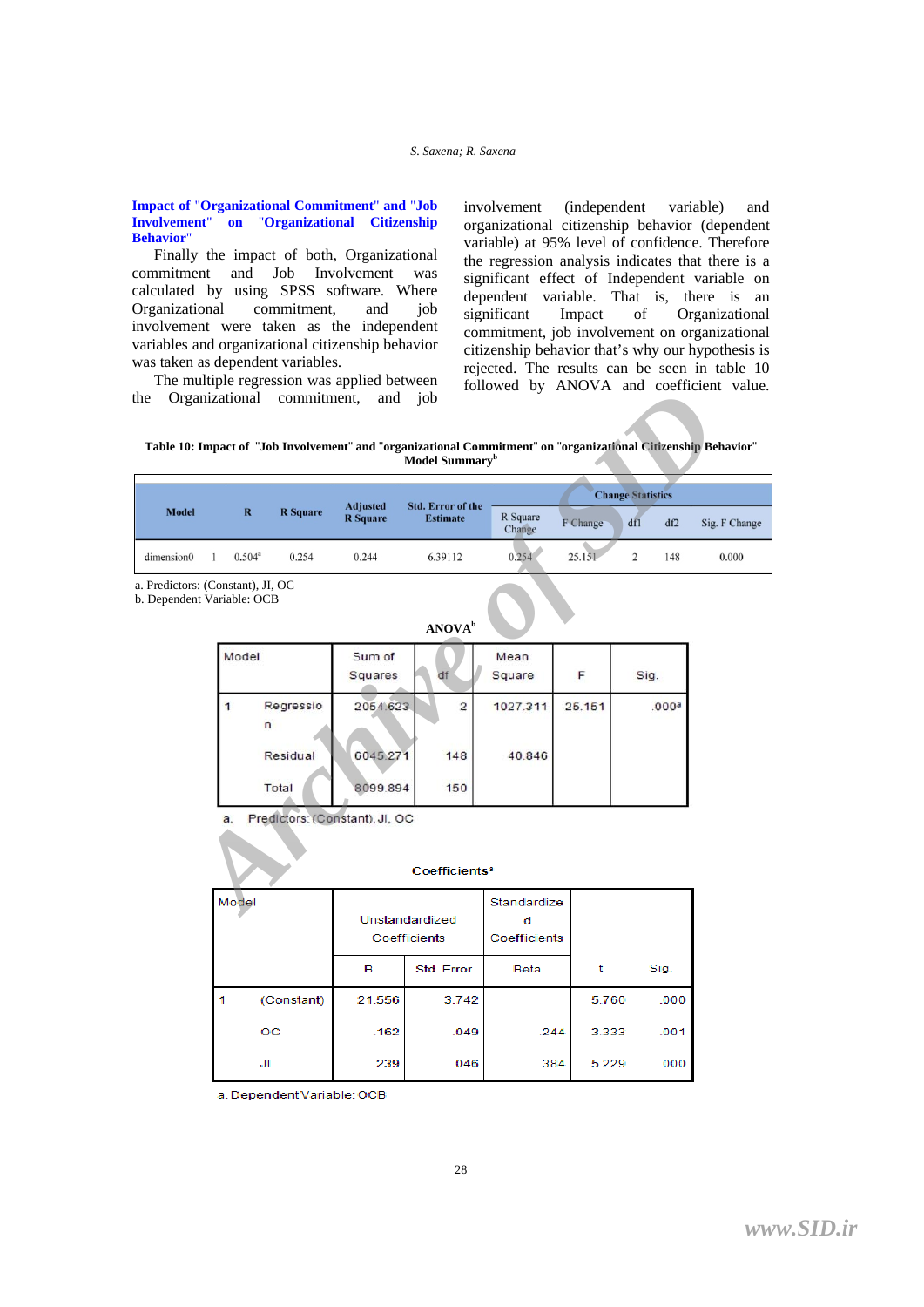### Impact of "Organizational Commitment" and "Job Involvement" on "Organizational Citizenship Behavior"

Finally the impact of both, Organizational commitment and Job Involvement was calculated by using SPSS software. Where Organizational commitment, and job involvement were taken as the independent variables and organizational citizenship behavior was taken as dependent variables.

The multiple regression was applied between the Organizational commitment, and job involvement (independent variable) and organizational citizenship behavior (dependent variable) at 95% level of confidence. Therefore the regression analysis indicates that there is a significant effect of Independent variable on dependent variable. That is, there is an significant Impact of Organizational commitment, job involvement on organizational citizenship behavior that's why our hypothesis is rejected. The results can be seen in table 10 followed by ANOVA and coefficient value.

**Table 10: Impact of "Job Involvement" and "organizational Commitment" on "organizational Citizenship Behavior"**

**Model Summary[b]**

| Model | | R | R Square | Adjusted R Square | Std. Error of the Estimate | Change Statistics | | | | |
|---|---|---|---|---|---|---|---|---|---|---|
| | | | | | | R Square Change | F Change | df1 | df2 | Sig. F Change |
| dimension0 | 1 | 0.504[a] | 0.254 | 0.244 | 6.39112 | 0.254 | 25.151 | 2 | 148 | 0.000 |

a. Predictors: (Constant), JI, OC

b. Dependent Variable: OCB

**ANOVA[b]**

| Model | | Sum of Squares | df | Mean Square | F | Sig. |
|---|---|---|---|---|---|---|
| 1 | Regression | 2054.623 | 2 | 1027.311 | 25.151 | .000[a] |
| | Residual | 6045.271 | 148 | 40.846 | | |
| | Total | 8099.894 | 150 | | | |

a. Predictors: (Constant), JI, OC

**Coefficients[a]**

| Model | | Unstandardized Coefficients | | Standardized Coefficients | t | Sig. |
|---|---|---|---|---|---|---|
| | | B | Std. Error | Beta | | |
| 1 | (Constant) | 21.556 | 3.742 | | 5.760 | .000 |
| | OC | .162 | .049 | .244 | 3.333 | .001 |
| | JI | .239 | .046 | .384 | 5.229 | .000 |

a. Dependent Variable: OCB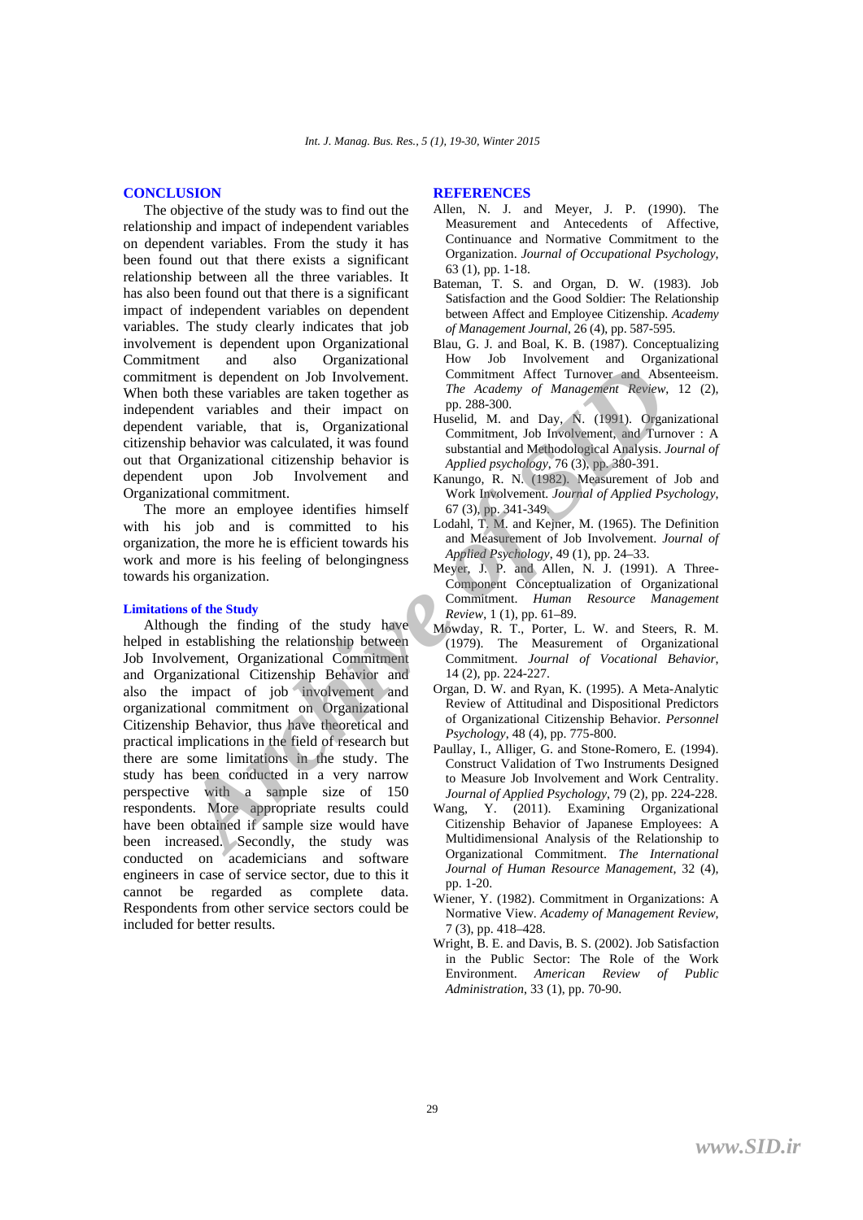## CONCLUSION

The objective of the study was to find out the relationship and impact of independent variables on dependent variables. From the study it has been found out that there exists a significant relationship between all the three variables. It has also been found out that there is a significant impact of independent variables on dependent variables. The study clearly indicates that job involvement is dependent upon Organizational Commitment and also Organizational commitment is dependent on Job Involvement. When both these variables are taken together as independent variables and their impact on dependent variable, that is, Organizational citizenship behavior was calculated, it was found out that Organizational citizenship behavior is dependent upon Job Involvement and Organizational commitment.

The more an employee identifies himself with his job and is committed to his organization, the more he is efficient towards his work and more is his feeling of belongingness towards his organization.

### Limitations of the Study

Although the finding of the study have helped in establishing the relationship between Job Involvement, Organizational Commitment and Organizational Citizenship Behavior and also the impact of job involvement and organizational commitment on Organizational Citizenship Behavior, thus have theoretical and practical implications in the field of research but there are some limitations in the study. The study has been conducted in a very narrow perspective with a sample size of 150 respondents. More appropriate results could have been obtained if sample size would have been increased. Secondly, the study was conducted on academicians and software engineers in case of service sector, due to this it cannot be regarded as complete data. Respondents from other service sectors could be included for better results.

## REFERENCES

Allen, N. J. and Meyer, J. P. (1990). The Measurement and Antecedents of Affective, Continuance and Normative Commitment to the Organization. *Journal of Occupational Psychology*, 63 (1), pp. 1-18.

Bateman, T. S. and Organ, D. W. (1983). Job Satisfaction and the Good Soldier: The Relationship between Affect and Employee Citizenship. *Academy of Management Journal*, 26 (4), pp. 587-595.

Blau, G. J. and Boal, K. B. (1987). Conceptualizing How Job Involvement and Organizational Commitment Affect Turnover and Absenteeism. *The Academy of Management Review*, 12 (2), pp. 288-300.

Huselid, M. and Day, N. (1991). Organizational Commitment, Job Involvement, and Turnover : A substantial and Methodological Analysis. *Journal of Applied psychology*, 76 (3), pp. 380-391.

Kanungo, R. N. (1982). Measurement of Job and Work Involvement. *Journal of Applied Psychology*, 67 (3), pp. 341-349.

Lodahl, T. M. and Kejner, M. (1965). The Definition and Measurement of Job Involvement. *Journal of Applied Psychology*, 49 (1), pp. 24–33.

Meyer, J. P. and Allen, N. J. (1991). A Three-Component Conceptualization of Organizational Commitment. *Human Resource Management Review*, 1 (1), pp. 61–89.

Mowday, R. T., Porter, L. W. and Steers, R. M. (1979). The Measurement of Organizational Commitment. *Journal of Vocational Behavior*, 14 (2), pp. 224-227.

Organ, D. W. and Ryan, K. (1995). A Meta-Analytic Review of Attitudinal and Dispositional Predictors of Organizational Citizenship Behavior. *Personnel Psychology*, 48 (4), pp. 775-800.

Paullay, I., Alliger, G. and Stone-Romero, E. (1994). Construct Validation of Two Instruments Designed to Measure Job Involvement and Work Centrality. *Journal of Applied Psychology*, 79 (2), pp. 224-228.

Wang, Y. (2011). Examining Organizational Citizenship Behavior of Japanese Employees: A Multidimensional Analysis of the Relationship to Organizational Commitment. *The International Journal of Human Resource Management*, 32 (4), pp. 1-20.

Wiener, Y. (1982). Commitment in Organizations: A Normative View. *Academy of Management Review*, 7 (3), pp. 418–428.

Wright, B. E. and Davis, B. S. (2002). Job Satisfaction in the Public Sector: The Role of the Work Environment. *American Review of Public Administration*, 33 (1), pp. 70-90.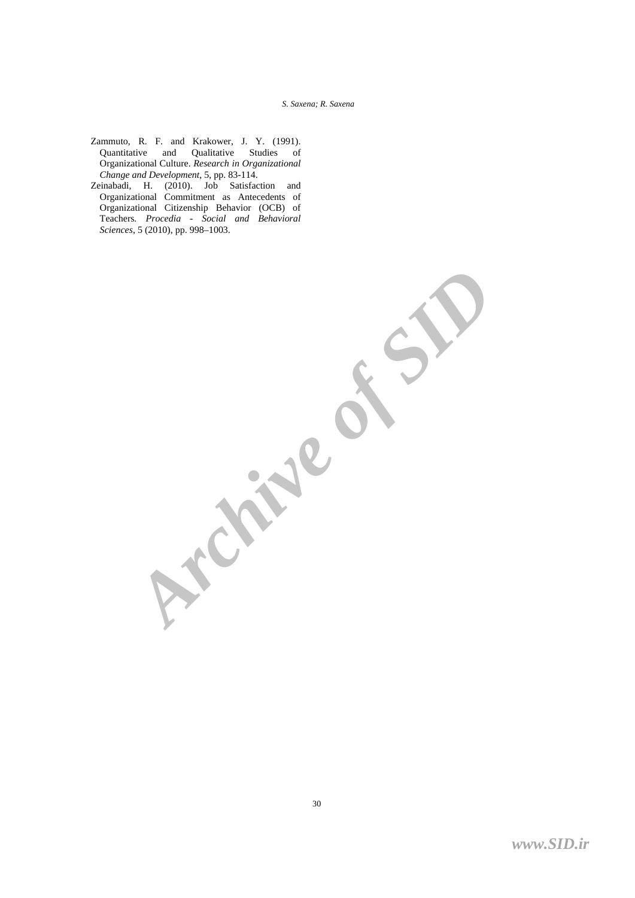Zammuto, R. F. and Krakower, J. Y. (1991). Quantitative and Qualitative Studies of Organizational Culture. *Research in Organizational Change and Development*, 5, pp. 83-114.

Zeinabadi, H. (2010). Job Satisfaction and Organizational Commitment as Antecedents of Organizational Citizenship Behavior (OCB) of Teachers. *Procedia - Social and Behavioral Sciences*, 5 (2010), pp. 998–1003.